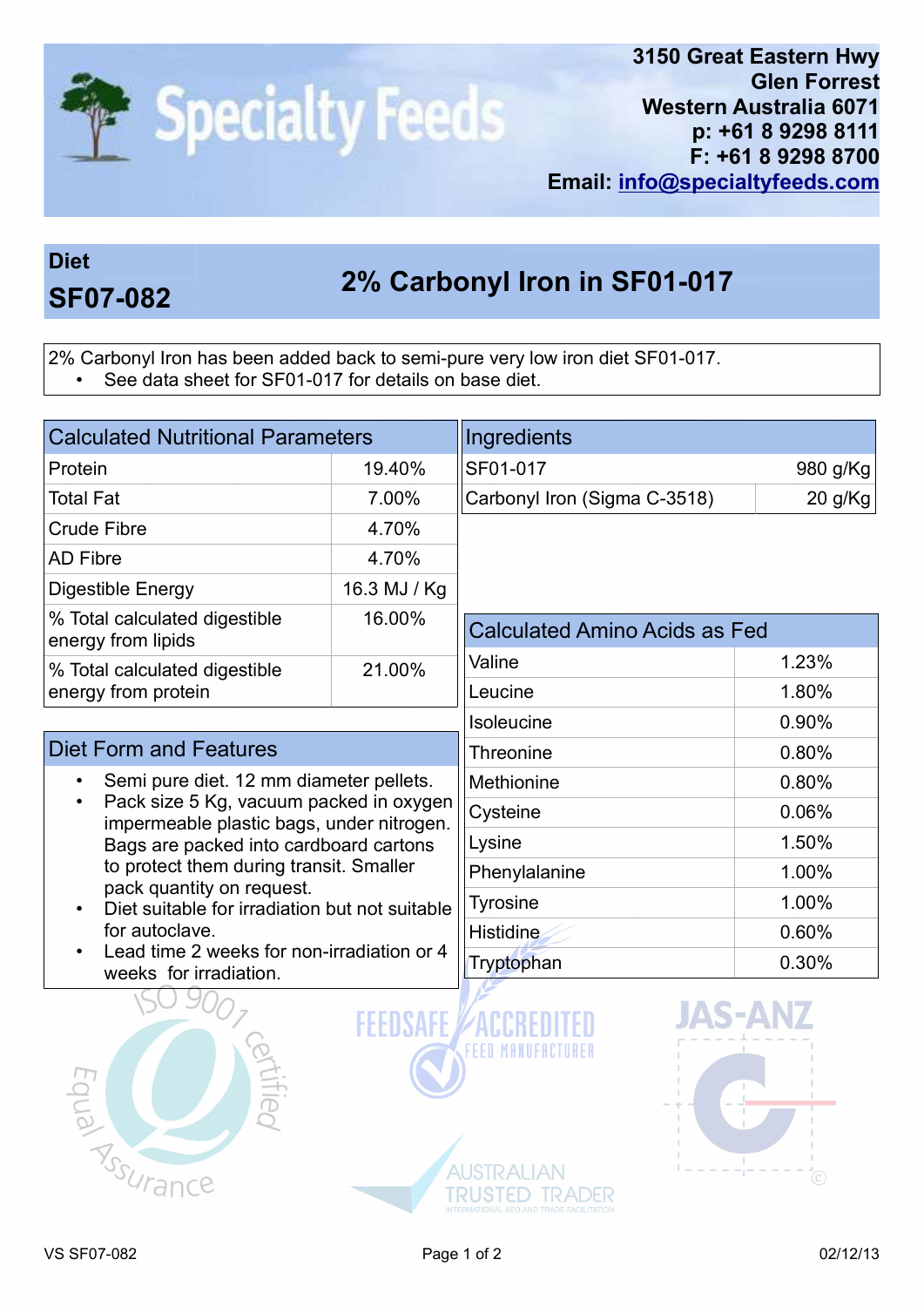3150 Great Eastern Hwy
Glen Forrest
Western Australia 6071
p: +61 8 9298 8111
F: +61 8 9298 8700
Email: info@specialtyfeeds.com

# Diet SF07-082 — 2% Carbonyl Iron in SF01-017

2% Carbonyl Iron has been added back to semi-pure very low iron diet SF01-017.

- See data sheet for SF01-017 for details on base diet.

| Calculated Nutritional Parameters | |
|---|---|
| Protein | 19.40% |
| Total Fat | 7.00% |
| Crude Fibre | 4.70% |
| AD Fibre | 4.70% |
| Digestible Energy | 16.3 MJ / Kg |
| % Total calculated digestible energy from lipids | 16.00% |
| % Total calculated digestible energy from protein | 21.00% |

| Ingredients | |
|---|---|
| SF01-017 | 980 g/Kg |
| Carbonyl Iron (Sigma C-3518) | 20 g/Kg |

## Diet Form and Features

- Semi pure diet. 12 mm diameter pellets.
- Pack size 5 Kg, vacuum packed in oxygen impermeable plastic bags, under nitrogen. Bags are packed into cardboard cartons to protect them during transit. Smaller pack quantity on request.
- Diet suitable for irradiation but not suitable for autoclave.
- Lead time 2 weeks for non-irradiation or 4 weeks for irradiation.

| Calculated Amino Acids as Fed | |
|---|---|
| Valine | 1.23% |
| Leucine | 1.80% |
| Isoleucine | 0.90% |
| Threonine | 0.80% |
| Methionine | 0.80% |
| Cysteine | 0.06% |
| Lysine | 1.50% |
| Phenylalanine | 1.00% |
| Tyrosine | 1.00% |
| Histidine | 0.60% |
| Tryptophan | 0.30% |

VS SF07-082 02/12/13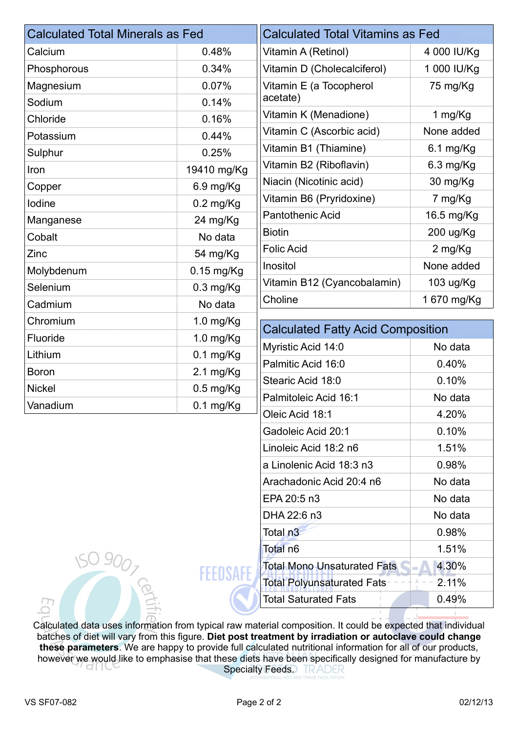| Calculated Total Minerals as Fed | |
|---|---|
| Calcium | 0.48% |
| Phosphorous | 0.34% |
| Magnesium | 0.07% |
| Sodium | 0.14% |
| Chloride | 0.16% |
| Potassium | 0.44% |
| Sulphur | 0.25% |
| Iron | 19410 mg/Kg |
| Copper | 6.9 mg/Kg |
| Iodine | 0.2 mg/Kg |
| Manganese | 24 mg/Kg |
| Cobalt | No data |
| Zinc | 54 mg/Kg |
| Molybdenum | 0.15 mg/Kg |
| Selenium | 0.3 mg/Kg |
| Cadmium | No data |
| Chromium | 1.0 mg/Kg |
| Fluoride | 1.0 mg/Kg |
| Lithium | 0.1 mg/Kg |
| Boron | 2.1 mg/Kg |
| Nickel | 0.5 mg/Kg |
| Vanadium | 0.1 mg/Kg |

| Calculated Total Vitamins as Fed | |
|---|---|
| Vitamin A (Retinol) | 4 000 IU/Kg |
| Vitamin D (Cholecalciferol) | 1 000 IU/Kg |
| Vitamin E (a Tocopherol acetate) | 75 mg/Kg |
| Vitamin K (Menadione) | 1 mg/Kg |
| Vitamin C (Ascorbic acid) | None added |
| Vitamin B1 (Thiamine) | 6.1 mg/Kg |
| Vitamin B2 (Riboflavin) | 6.3 mg/Kg |
| Niacin (Nicotinic acid) | 30 mg/Kg |
| Vitamin B6 (Pryridoxine) | 7 mg/Kg |
| Pantothenic Acid | 16.5 mg/Kg |
| Biotin | 200 ug/Kg |
| Folic Acid | 2 mg/Kg |
| Inositol | None added |
| Vitamin B12 (Cyancobalamin) | 103 ug/Kg |
| Choline | 1 670 mg/Kg |

| Calculated Fatty Acid Composition | |
|---|---|
| Myristic Acid 14:0 | No data |
| Palmitic Acid 16:0 | 0.40% |
| Stearic Acid 18:0 | 0.10% |
| Palmitoleic Acid 16:1 | No data |
| Oleic Acid 18:1 | 4.20% |
| Gadoleic Acid 20:1 | 0.10% |
| Linoleic Acid 18:2 n6 | 1.51% |
| a Linolenic Acid 18:3 n3 | 0.98% |
| Arachadonic Acid 20:4 n6 | No data |
| EPA 20:5 n3 | No data |
| DHA 22:6 n3 | No data |
| Total n3 | 0.98% |
| Total n6 | 1.51% |
| Total Mono Unsaturated Fats | 4.30% |
| Total Polyunsaturated Fats | 2.11% |
| Total Saturated Fats | 0.49% |

Calculated data uses information from typical raw material composition. It could be expected that individual batches of diet will vary from this figure. **Diet post treatment by irradiation or autoclave could change these parameters**. We are happy to provide full calculated nutritional information for all of our products, however we would like to emphasise that these diets have been specifically designed for manufacture by Specialty Feeds.

VS SF07-082 02/12/13